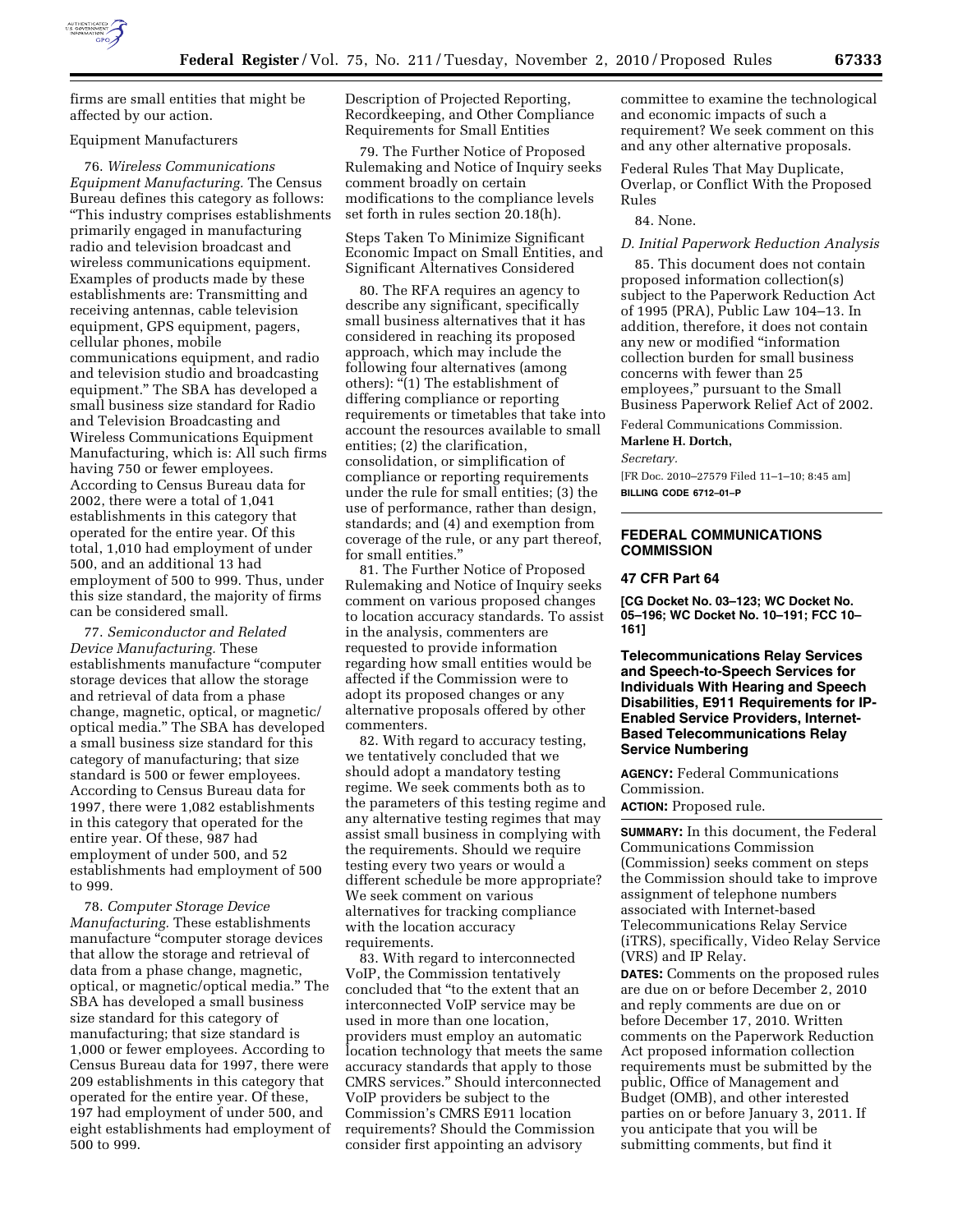firms are small entities that might be affected by our action.

Equipment Manufacturers

76. *Wireless Communications Equipment Manufacturing.* The Census Bureau defines this category as follows: "This industry comprises establishments primarily engaged in manufacturing radio and television broadcast and wireless communications equipment. Examples of products made by these establishments are: Transmitting and receiving antennas, cable television equipment, GPS equipment, pagers, cellular phones, mobile communications equipment, and radio and television studio and broadcasting equipment." The SBA has developed a small business size standard for Radio and Television Broadcasting and Wireless Communications Equipment Manufacturing, which is: All such firms having 750 or fewer employees. According to Census Bureau data for 2002, there were a total of 1,041 establishments in this category that operated for the entire year. Of this total, 1,010 had employment of under 500, and an additional 13 had employment of 500 to 999. Thus, under this size standard, the majority of firms can be considered small.

77. *Semiconductor and Related Device Manufacturing.* These establishments manufacture "computer storage devices that allow the storage and retrieval of data from a phase change, magnetic, optical, or magnetic/optical media." The SBA has developed a small business size standard for this category of manufacturing; that size standard is 500 or fewer employees. According to Census Bureau data for 1997, there were 1,082 establishments in this category that operated for the entire year. Of these, 987 had employment of under 500, and 52 establishments had employment of 500 to 999.

78. *Computer Storage Device Manufacturing.* These establishments manufacture "computer storage devices that allow the storage and retrieval of data from a phase change, magnetic, optical, or magnetic/optical media." The SBA has developed a small business size standard for this category of manufacturing; that size standard is 1,000 or fewer employees. According to Census Bureau data for 1997, there were 209 establishments in this category that operated for the entire year. Of these, 197 had employment of under 500, and eight establishments had employment of 500 to 999.

Description of Projected Reporting, Recordkeeping, and Other Compliance Requirements for Small Entities

79. The Further Notice of Proposed Rulemaking and Notice of Inquiry seeks comment broadly on certain modifications to the compliance levels set forth in rules section 20.18(h).

Steps Taken To Minimize Significant Economic Impact on Small Entities, and Significant Alternatives Considered

80. The RFA requires an agency to describe any significant, specifically small business alternatives that it has considered in reaching its proposed approach, which may include the following four alternatives (among others): "(1) The establishment of differing compliance or reporting requirements or timetables that take into account the resources available to small entities; (2) the clarification, consolidation, or simplification of compliance or reporting requirements under the rule for small entities; (3) the use of performance, rather than design, standards; and (4) exemption from coverage of the rule, or any part thereof, for small entities."

81. The Further Notice of Proposed Rulemaking and Notice of Inquiry seeks comment on various proposed changes to location accuracy standards. To assist in the analysis, commenters are requested to provide information regarding how small entities would be affected if the Commission were to adopt its proposed changes or any alternative proposals offered by other commenters.

82. With regard to accuracy testing, we tentatively concluded that we should adopt a mandatory testing regime. We seek comments both as to the parameters of this testing regime and any alternative testing regimes that may assist small business in complying with the requirements. Should we require testing every two years or would a different schedule be more appropriate? We seek comment on various alternatives for tracking compliance with the location accuracy requirements.

83. With regard to interconnected VoIP, the Commission tentatively concluded that "to the extent that an interconnected VoIP service may be used in more than one location, providers must employ an automatic location technology that meets the same accuracy standards that apply to those CMRS services." Should interconnected VoIP providers be subject to the Commission's CMRS E911 location requirements? Should the Commission consider first appointing an advisory committee to examine the technological and economic impacts of such a requirement? We seek comment on this and any other alternative proposals.

Federal Rules That May Duplicate, Overlap, or Conflict With the Proposed Rules

84. None.

*D. Initial Paperwork Reduction Analysis*

85. This document does not contain proposed information collection(s) subject to the Paperwork Reduction Act of 1995 (PRA), Public Law 104–13. In addition, therefore, it does not contain any new or modified "information collection burden for small business concerns with fewer than 25 employees," pursuant to the Small Business Paperwork Relief Act of 2002.

Federal Communications Commission.

**Marlene H. Dortch,**

*Secretary.*

[FR Doc. 2010–27579 Filed 11–1–10; 8:45 am]

**BILLING CODE 6712–01–P**

---

## FEDERAL COMMUNICATIONS COMMISSION

### 47 CFR Part 64

**[CG Docket No. 03–123; WC Docket No. 05–196; WC Docket No. 10–191; FCC 10–161]**

### Telecommunications Relay Services and Speech-to-Speech Services for Individuals With Hearing and Speech Disabilities, E911 Requirements for IP-Enabled Service Providers, Internet-Based Telecommunications Relay Service Numbering

**AGENCY:** Federal Communications Commission.

**ACTION:** Proposed rule.

**SUMMARY:** In this document, the Federal Communications Commission (Commission) seeks comment on steps the Commission should take to improve assignment of telephone numbers associated with Internet-based Telecommunications Relay Service (iTRS), specifically, Video Relay Service (VRS) and IP Relay.

**DATES:** Comments on the proposed rules are due on or before December 2, 2010 and reply comments are due on or before December 17, 2010. Written comments on the Paperwork Reduction Act proposed information collection requirements must be submitted by the public, Office of Management and Budget (OMB), and other interested parties on or before January 3, 2011. If you anticipate that you will be submitting comments, but find it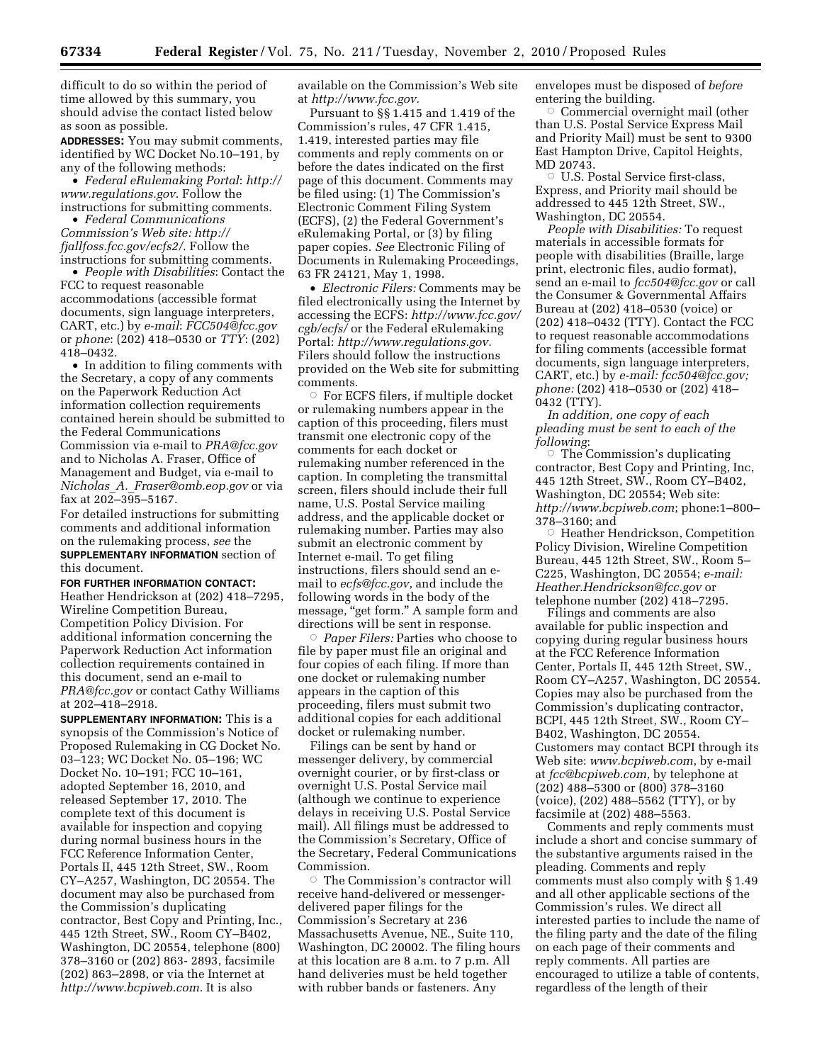difficult to do so within the period of time allowed by this summary, you should advise the contact listed below as soon as possible.

**ADDRESSES:** You may submit comments, identified by WC Docket No.10–191, by any of the following methods:

- *Federal eRulemaking Portal*: *http://www.regulations.gov*. Follow the instructions for submitting comments.
- *Federal Communications Commission's Web site: http://fjallfoss.fcc.gov/ecfs2/*. Follow the instructions for submitting comments.
- *People with Disabilities*: Contact the FCC to request reasonable accommodations (accessible format documents, sign language interpreters, CART, etc.) by *e-mail*: *FCC504@fcc.gov* or *phone*: (202) 418–0530 or *TTY*: (202) 418–0432.
- In addition to filing comments with the Secretary, a copy of any comments on the Paperwork Reduction Act information collection requirements contained herein should be submitted to the Federal Communications Commission via e-mail to *PRA@fcc.gov* and to Nicholas A. Fraser, Office of Management and Budget, via e-mail to *Nicholas_A._Fraser@omb.eop.gov* or via fax at 202–395–5167.

For detailed instructions for submitting comments and additional information on the rulemaking process, *see* the **SUPPLEMENTARY INFORMATION** section of this document.

**FOR FURTHER INFORMATION CONTACT:** Heather Hendrickson at (202) 418–7295, Wireline Competition Bureau, Competition Policy Division. For additional information concerning the Paperwork Reduction Act information collection requirements contained in this document, send an e-mail to *PRA@fcc.gov* or contact Cathy Williams at 202–418–2918.

**SUPPLEMENTARY INFORMATION:** This is a synopsis of the Commission's Notice of Proposed Rulemaking in CG Docket No. 03–123; WC Docket No. 05–196; WC Docket No. 10–191; FCC 10–161, adopted September 16, 2010, and released September 17, 2010. The complete text of this document is available for inspection and copying during normal business hours in the FCC Reference Information Center, Portals II, 445 12th Street, SW., Room CY–A257, Washington, DC 20554. The document may also be purchased from the Commission's duplicating contractor, Best Copy and Printing, Inc., 445 12th Street, SW., Room CY–B402, Washington, DC 20554, telephone (800) 378–3160 or (202) 863- 2893, facsimile (202) 863–2898, or via the Internet at *http://www.bcpiweb.com.* It is also available on the Commission's Web site at *http://www.fcc.gov.*

Pursuant to §§ 1.415 and 1.419 of the Commission's rules, 47 CFR 1.415, 1.419, interested parties may file comments and reply comments on or before the dates indicated on the first page of this document. Comments may be filed using: (1) The Commission's Electronic Comment Filing System (ECFS), (2) the Federal Government's eRulemaking Portal, or (3) by filing paper copies. *See* Electronic Filing of Documents in Rulemaking Proceedings, 63 FR 24121, May 1, 1998.

- *Electronic Filers:* Comments may be filed electronically using the Internet by accessing the ECFS: *http://www.fcc.gov/cgb/ecfs/* or the Federal eRulemaking Portal: *http://www.regulations.gov.* Filers should follow the instructions provided on the Web site for submitting comments.
  - For ECFS filers, if multiple docket or rulemaking numbers appear in the caption of this proceeding, filers must transmit one electronic copy of the comments for each docket or rulemaking number referenced in the caption. In completing the transmittal screen, filers should include their full name, U.S. Postal Service mailing address, and the applicable docket or rulemaking number. Parties may also submit an electronic comment by Internet e-mail. To get filing instructions, filers should send an e-mail to *ecfs@fcc.gov*, and include the following words in the body of the message, "get form." A sample form and directions will be sent in response.
  - *Paper Filers:* Parties who choose to file by paper must file an original and four copies of each filing. If more than one docket or rulemaking number appears in the caption of this proceeding, filers must submit two additional copies for each additional docket or rulemaking number.

Filings can be sent by hand or messenger delivery, by commercial overnight courier, or by first-class or overnight U.S. Postal Service mail (although we continue to experience delays in receiving U.S. Postal Service mail). All filings must be addressed to the Commission's Secretary, Office of the Secretary, Federal Communications Commission.

- The Commission's contractor will receive hand-delivered or messenger-delivered paper filings for the Commission's Secretary at 236 Massachusetts Avenue, NE., Suite 110, Washington, DC 20002. The filing hours at this location are 8 a.m. to 7 p.m. All hand deliveries must be held together with rubber bands or fasteners. Any envelopes must be disposed of *before* entering the building.
- Commercial overnight mail (other than U.S. Postal Service Express Mail and Priority Mail) must be sent to 9300 East Hampton Drive, Capitol Heights, MD 20743.
- U.S. Postal Service first-class, Express, and Priority mail should be addressed to 445 12th Street, SW., Washington, DC 20554.

*People with Disabilities:* To request materials in accessible formats for people with disabilities (Braille, large print, electronic files, audio format), send an e-mail to *fcc504@fcc.gov* or call the Consumer & Governmental Affairs Bureau at (202) 418–0530 (voice) or (202) 418–0432 (TTY). Contact the FCC to request reasonable accommodations for filing comments (accessible format documents, sign language interpreters, CART, etc.) by *e-mail: fcc504@fcc.gov; phone:* (202) 418–0530 or (202) 418–0432 (TTY).

*In addition, one copy of each pleading must be sent to each of the following*:

- The Commission's duplicating contractor, Best Copy and Printing, Inc, 445 12th Street, SW., Room CY–B402, Washington, DC 20554; Web site: *http://www.bcpiweb.com*; phone:1–800–378–3160; and
- Heather Hendrickson, Competition Policy Division, Wireline Competition Bureau, 445 12th Street, SW., Room 5–C225, Washington, DC 20554; *e-mail: Heather.Hendrickson@fcc.gov* or telephone number (202) 418–7295.

Filings and comments are also available for public inspection and copying during regular business hours at the FCC Reference Information Center, Portals II, 445 12th Street, SW., Room CY–A257, Washington, DC 20554. Copies may also be purchased from the Commission's duplicating contractor, BCPI, 445 12th Street, SW., Room CY–B402, Washington, DC 20554. Customers may contact BCPI through its Web site: *www.bcpiweb.com*, by e-mail at *fcc@bcpiweb.com,* by telephone at (202) 488–5300 or (800) 378–3160 (voice), (202) 488–5562 (TTY), or by facsimile at (202) 488–5563.

Comments and reply comments must include a short and concise summary of the substantive arguments raised in the pleading. Comments and reply comments must also comply with § 1.49 and all other applicable sections of the Commission's rules. We direct all interested parties to include the name of the filing party and the date of the filing on each page of their comments and reply comments. All parties are encouraged to utilize a table of contents, regardless of the length of their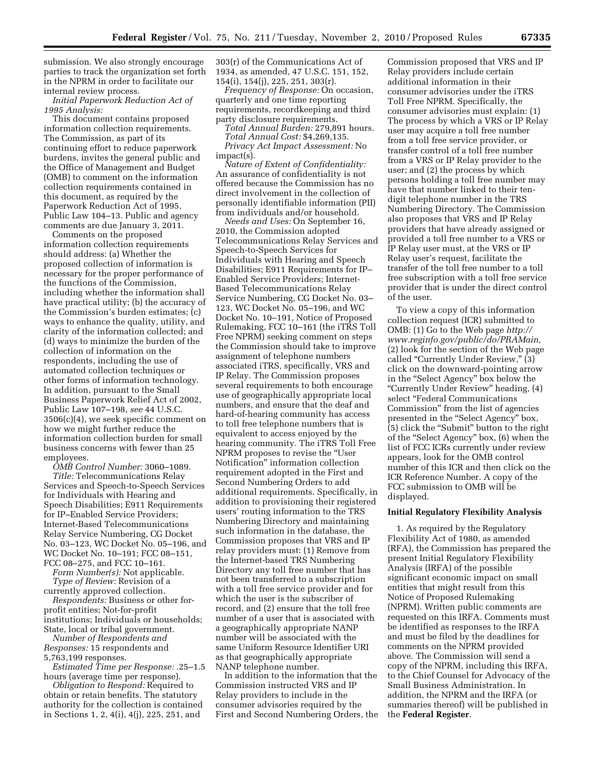submission. We also strongly encourage parties to track the organization set forth in the NPRM in order to facilitate our internal review process.

*Initial Paperwork Reduction Act of 1995 Analysis:*

This document contains proposed information collection requirements. The Commission, as part of its continuing effort to reduce paperwork burdens, invites the general public and the Office of Management and Budget (OMB) to comment on the information collection requirements contained in this document, as required by the Paperwork Reduction Act of 1995, Public Law 104–13. Public and agency comments are due January 3, 2011.

Comments on the proposed information collection requirements should address: (a) Whether the proposed collection of information is necessary for the proper performance of the functions of the Commission, including whether the information shall have practical utility; (b) the accuracy of the Commission's burden estimates; (c) ways to enhance the quality, utility, and clarity of the information collected; and (d) ways to minimize the burden of the collection of information on the respondents, including the use of automated collection techniques or other forms of information technology. In addition, pursuant to the Small Business Paperwork Relief Act of 2002, Public Law 107–198, *see* 44 U.S.C. 3506(c)(4), we seek specific comment on how we might further reduce the information collection burden for small business concerns with fewer than 25 employees.

*OMB Control Number:* 3060–1089.

*Title:* Telecommunications Relay Services and Speech-to-Speech Services for Individuals with Hearing and Speech Disabilities; E911 Requirements for IP–Enabled Service Providers; Internet-Based Telecommunications Relay Service Numbering, CG Docket No. 03–123, WC Docket No. 05–196, and WC Docket No. 10–191; FCC 08–151, FCC 08–275, and FCC 10–161.

*Form Number(s):* Not applicable.

*Type of Review:* Revision of a currently approved collection.

*Respondents:* Business or other for-profit entities; Not-for-profit institutions; Individuals or households; State, local or tribal government.

*Number of Respondents and Responses:* 15 respondents and 5,763,199 responses.

*Estimated Time per Response:* .25–1.5 hours (average time per response).

*Obligation to Respond:* Required to obtain or retain benefits. The statutory authority for the collection is contained in Sections 1, 2, 4(i), 4(j), 225, 251, and 303(r) of the Communications Act of 1934, as amended, 47 U.S.C. 151, 152, 154(i), 154(j), 225, 251, 303(r).

*Frequency of Response:* On occasion, quarterly and one time reporting requirements, recordkeeping and third party disclosure requirements.

*Total Annual Burden:* 279,891 hours.

*Total Annual Cost:* $4,269,135.

*Privacy Act Impact Assessment:* No impact(s).

*Nature of Extent of Confidentiality:* An assurance of confidentiality is not offered because the Commission has no direct involvement in the collection of personally identifiable information (PII) from individuals and/or household.

*Needs and Uses:* On September 16, 2010, the Commission adopted Telecommunications Relay Services and Speech-to-Speech Services for Individuals with Hearing and Speech Disabilities; E911 Requirements for IP–Enabled Service Providers; Internet-Based Telecommunications Relay Service Numbering, CG Docket No. 03–123, WC Docket No. 05–196, and WC Docket No. 10–191, Notice of Proposed Rulemaking, FCC 10–161 (the iTRS Toll Free NPRM) seeking comment on steps the Commission should take to improve assignment of telephone numbers associated iTRS, specifically, VRS and IP Relay. The Commission proposes several requirements to both encourage use of geographically appropriate local numbers, and ensure that the deaf and hard-of-hearing community has access to toll free telephone numbers that is equivalent to access enjoyed by the hearing community. The iTRS Toll Free NPRM proposes to revise the "User Notification" information collection requirement adopted in the First and Second Numbering Orders to add additional requirements. Specifically, in addition to provisioning their registered users' routing information to the TRS Numbering Directory and maintaining such information in the database, the Commission proposes that VRS and IP relay providers must: (1) Remove from the Internet-based TRS Numbering Directory any toll free number that has not been transferred to a subscription with a toll free service provider and for which the user is the subscriber of record, and (2) ensure that the toll free number of a user that is associated with a geographically appropriate NANP number will be associated with the same Uniform Resource Identifier URI as that geographically appropriate NANP telephone number.

In addition to the information that the Commission instructed VRS and IP Relay providers to include in the consumer advisories required by the First and Second Numbering Orders, the Commission proposed that VRS and IP Relay providers include certain additional information in their consumer advisories under the iTRS Toll Free NPRM. Specifically, the consumer advisories must explain: (1) The process by which a VRS or IP Relay user may acquire a toll free number from a toll free service provider, or transfer control of a toll free number from a VRS or IP Relay provider to the user; and (2) the process by which persons holding a toll free number may have that number linked to their ten-digit telephone number in the TRS Numbering Directory. The Commission also proposes that VRS and IP Relay providers that have already assigned or provided a toll free number to a VRS or IP Relay user must, at the VRS or IP Relay user's request, facilitate the transfer of the toll free number to a toll free subscription with a toll free service provider that is under the direct control of the user.

To view a copy of this information collection request (ICR) submitted to OMB: (1) Go to the Web page *http://www.reginfo.gov/public/do/PRAMain,* (2) look for the section of the Web page called "Currently Under Review," (3) click on the downward-pointing arrow in the "Select Agency" box below the "Currently Under Review" heading, (4) select "Federal Communications Commission" from the list of agencies presented in the "Select Agency" box, (5) click the "Submit" button to the right of the "Select Agency" box, (6) when the list of FCC ICRs currently under review appears, look for the OMB control number of this ICR and then click on the ICR Reference Number. A copy of the FCC submission to OMB will be displayed.

## Initial Regulatory Flexibility Analysis

1. As required by the Regulatory Flexibility Act of 1980, as amended (RFA), the Commission has prepared the present Initial Regulatory Flexibility Analysis (IRFA) of the possible significant economic impact on small entities that might result from this Notice of Proposed Rulemaking (NPRM). Written public comments are requested on this IRFA. Comments must be identified as responses to the IRFA and must be filed by the deadlines for comments on the NPRM provided above. The Commission will send a copy of the NPRM, including this IRFA, to the Chief Counsel for Advocacy of the Small Business Administration. In addition, the NPRM and the IRFA (or summaries thereof) will be published in the **Federal Register**.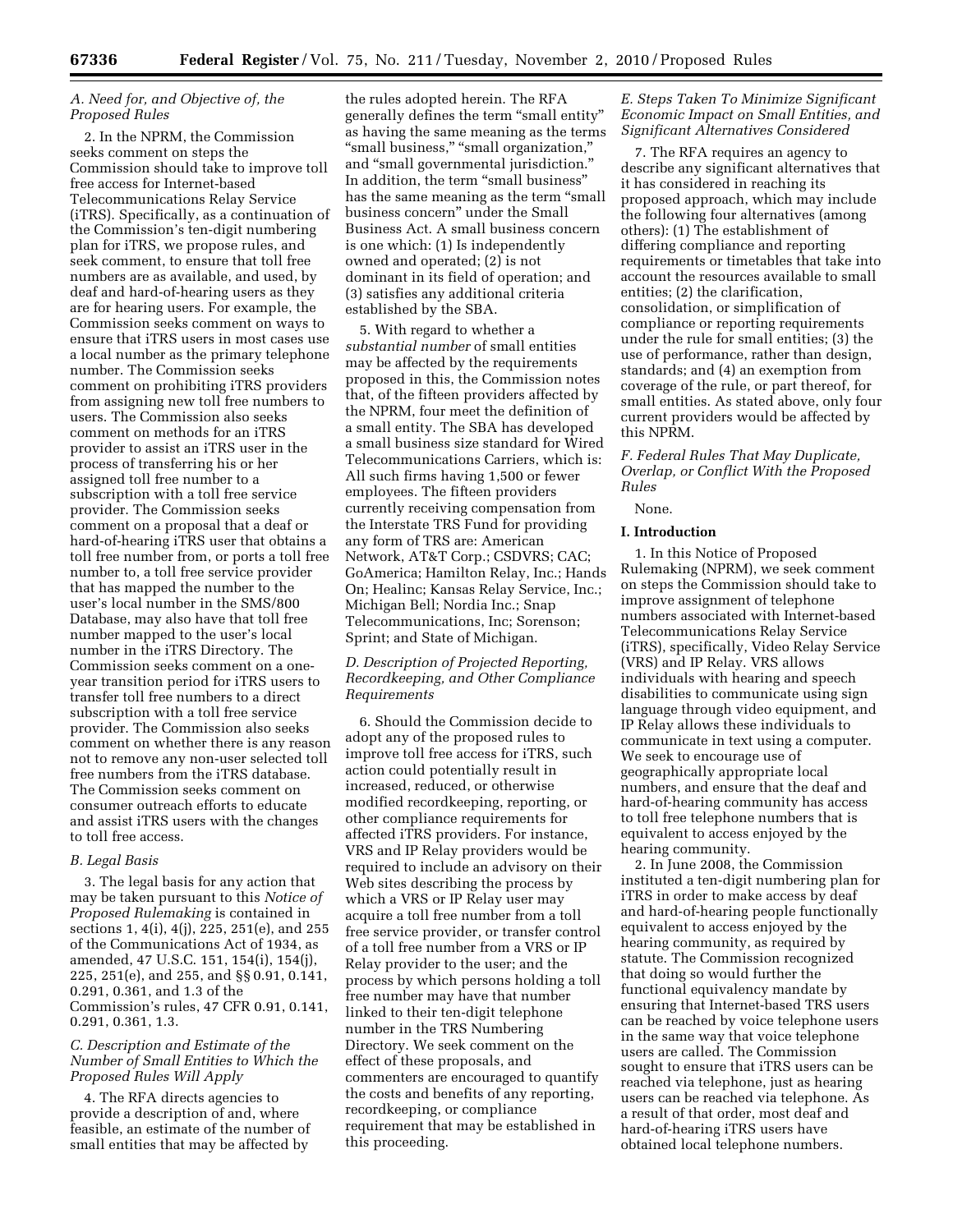### A. Need for, and Objective of, the Proposed Rules

2. In the NPRM, the Commission seeks comment on steps the Commission should take to improve toll free access for Internet-based Telecommunications Relay Service (iTRS). Specifically, as a continuation of the Commission's ten-digit numbering plan for iTRS, we propose rules, and seek comment, to ensure that toll free numbers are as available, and used, by deaf and hard-of-hearing users as they are for hearing users. For example, the Commission seeks comment on ways to ensure that iTRS users in most cases use a local number as the primary telephone number. The Commission seeks comment on prohibiting iTRS providers from assigning new toll free numbers to users. The Commission also seeks comment on methods for an iTRS provider to assist an iTRS user in the process of transferring his or her assigned toll free number to a subscription with a toll free service provider. The Commission seeks comment on a proposal that a deaf or hard-of-hearing iTRS user that obtains a toll free number from, or ports a toll free number to, a toll free service provider that has mapped the number to the user's local number in the SMS/800 Database, may also have that toll free number mapped to the user's local number in the iTRS Directory. The Commission seeks comment on a one-year transition period for iTRS users to transfer toll free numbers to a direct subscription with a toll free service provider. The Commission also seeks comment on whether there is any reason not to remove any non-user selected toll free numbers from the iTRS database. The Commission seeks comment on consumer outreach efforts to educate and assist iTRS users with the changes to toll free access.

### B. Legal Basis

3. The legal basis for any action that may be taken pursuant to this *Notice of Proposed Rulemaking* is contained in sections 1, 4(i), 4(j), 225, 251(e), and 255 of the Communications Act of 1934, as amended, 47 U.S.C. 151, 154(i), 154(j), 225, 251(e), and 255, and §§ 0.91, 0.141, 0.291, 0.361, and 1.3 of the Commission's rules, 47 CFR 0.91, 0.141, 0.291, 0.361, 1.3.

### C. Description and Estimate of the Number of Small Entities to Which the Proposed Rules Will Apply

4. The RFA directs agencies to provide a description of and, where feasible, an estimate of the number of small entities that may be affected by the rules adopted herein. The RFA generally defines the term "small entity" as having the same meaning as the terms "small business," "small organization," and "small governmental jurisdiction." In addition, the term "small business" has the same meaning as the term "small business concern" under the Small Business Act. A small business concern is one which: (1) Is independently owned and operated; (2) is not dominant in its field of operation; and (3) satisfies any additional criteria established by the SBA.

5. With regard to whether a *substantial number* of small entities may be affected by the requirements proposed in this, the Commission notes that, of the fifteen providers affected by the NPRM, four meet the definition of a small entity. The SBA has developed a small business size standard for Wired Telecommunications Carriers, which is: All such firms having 1,500 or fewer employees. The fifteen providers currently receiving compensation from the Interstate TRS Fund for providing any form of TRS are: American Network, AT&T Corp.; CSDVRS; CAC; GoAmerica; Hamilton Relay, Inc.; Hands On; Healinc; Kansas Relay Service, Inc.; Michigan Bell; Nordia Inc.; Snap Telecommunications, Inc; Sorenson; Sprint; and State of Michigan.

### D. Description of Projected Reporting, Recordkeeping, and Other Compliance Requirements

6. Should the Commission decide to adopt any of the proposed rules to improve toll free access for iTRS, such action could potentially result in increased, reduced, or otherwise modified recordkeeping, reporting, or other compliance requirements for affected iTRS providers. For instance, VRS and IP Relay providers would be required to include an advisory on their Web sites describing the process by which a VRS or IP Relay user may acquire a toll free number from a toll free service provider, or transfer control of a toll free number from a VRS or IP Relay provider to the user; and the process by which persons holding a toll free number may have that number linked to their ten-digit telephone number in the TRS Numbering Directory. We seek comment on the effect of these proposals, and commenters are encouraged to quantify the costs and benefits of any reporting, recordkeeping, or compliance requirement that may be established in this proceeding.

### E. Steps Taken To Minimize Significant Economic Impact on Small Entities, and Significant Alternatives Considered

7. The RFA requires an agency to describe any significant alternatives that it has considered in reaching its proposed approach, which may include the following four alternatives (among others): (1) The establishment of differing compliance and reporting requirements or timetables that take into account the resources available to small entities; (2) the clarification, consolidation, or simplification of compliance or reporting requirements under the rule for small entities; (3) the use of performance, rather than design, standards; and (4) an exemption from coverage of the rule, or part thereof, for small entities. As stated above, only four current providers would be affected by this NPRM.

### F. Federal Rules That May Duplicate, Overlap, or Conflict With the Proposed Rules

None.

## I. Introduction

1. In this Notice of Proposed Rulemaking (NPRM), we seek comment on steps the Commission should take to improve assignment of telephone numbers associated with Internet-based Telecommunications Relay Service (iTRS), specifically, Video Relay Service (VRS) and IP Relay. VRS allows individuals with hearing and speech disabilities to communicate using sign language through video equipment, and IP Relay allows these individuals to communicate in text using a computer. We seek to encourage use of geographically appropriate local numbers, and ensure that the deaf and hard-of-hearing community has access to toll free telephone numbers that is equivalent to access enjoyed by the hearing community.

2. In June 2008, the Commission instituted a ten-digit numbering plan for iTRS in order to make access by deaf and hard-of-hearing people functionally equivalent to access enjoyed by the hearing community, as required by statute. The Commission recognized that doing so would further the functional equivalency mandate by ensuring that Internet-based TRS users can be reached by voice telephone users in the same way that voice telephone users are called. The Commission sought to ensure that iTRS users can be reached via telephone, just as hearing users can be reached via telephone. As a result of that order, most deaf and hard-of-hearing iTRS users have obtained local telephone numbers.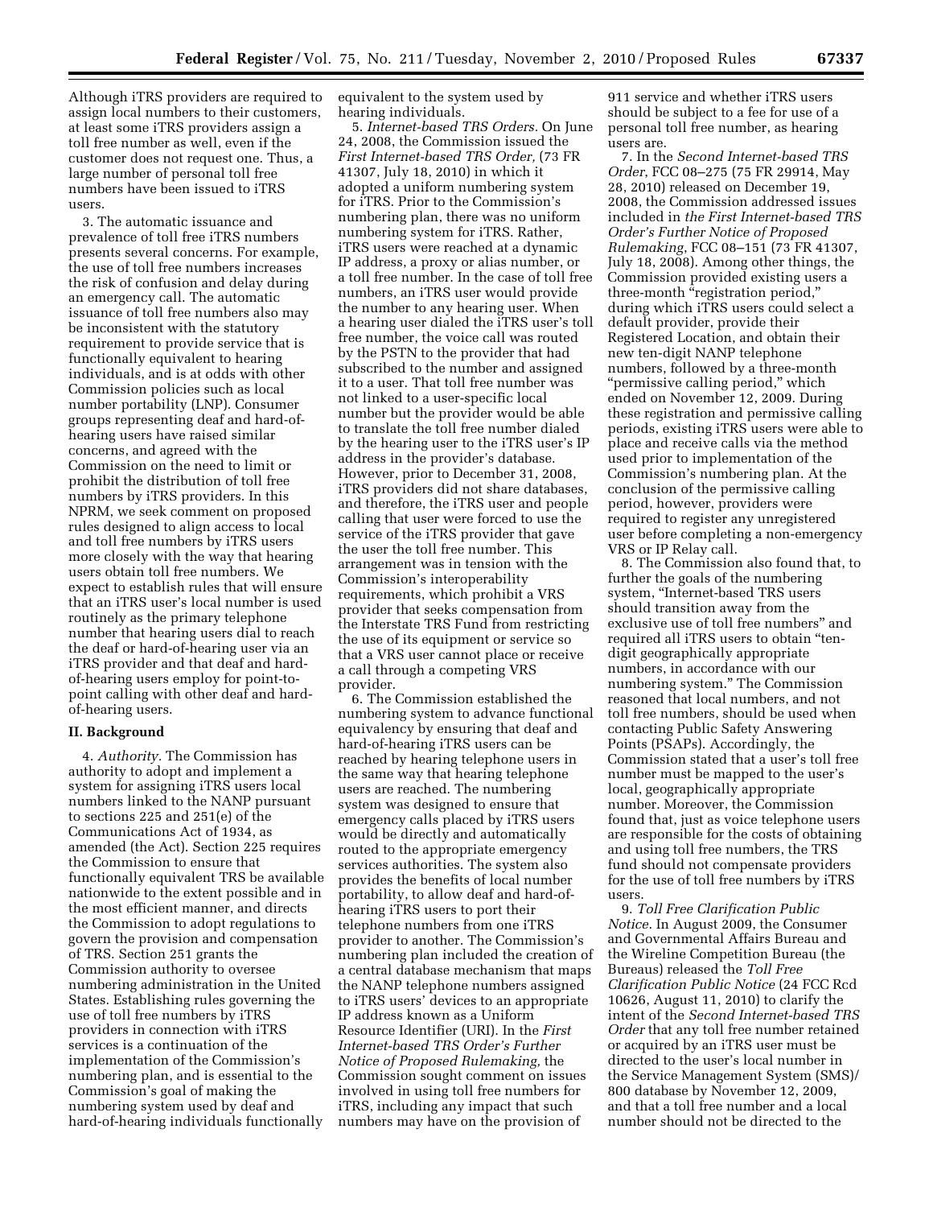Although iTRS providers are required to assign local numbers to their customers, at least some iTRS providers assign a toll free number as well, even if the customer does not request one. Thus, a large number of personal toll free numbers have been issued to iTRS users.

3. The automatic issuance and prevalence of toll free iTRS numbers presents several concerns. For example, the use of toll free numbers increases the risk of confusion and delay during an emergency call. The automatic issuance of toll free numbers also may be inconsistent with the statutory requirement to provide service that is functionally equivalent to hearing individuals, and is at odds with other Commission policies such as local number portability (LNP). Consumer groups representing deaf and hard-of-hearing users have raised similar concerns, and agreed with the Commission on the need to limit or prohibit the distribution of toll free numbers by iTRS providers. In this NPRM, we seek comment on proposed rules designed to align access to local and toll free numbers by iTRS users more closely with the way that hearing users obtain toll free numbers. We expect to establish rules that will ensure that an iTRS user's local number is used routinely as the primary telephone number that hearing users dial to reach the deaf or hard-of-hearing user via an iTRS provider and that deaf and hard-of-hearing users employ for point-to-point calling with other deaf and hard-of-hearing users.

## II. Background

4. *Authority.* The Commission has authority to adopt and implement a system for assigning iTRS users local numbers linked to the NANP pursuant to sections 225 and 251(e) of the Communications Act of 1934, as amended (the Act). Section 225 requires the Commission to ensure that functionally equivalent TRS be available nationwide to the extent possible and in the most efficient manner, and directs the Commission to adopt regulations to govern the provision and compensation of TRS. Section 251 grants the Commission authority to oversee numbering administration in the United States. Establishing rules governing the use of toll free numbers by iTRS providers in connection with iTRS services is a continuation of the implementation of the Commission's numbering plan, and is essential to the Commission's goal of making the numbering system used by deaf and hard-of-hearing individuals functionally equivalent to the system used by hearing individuals.

5. *Internet-based TRS Orders.* On June 24, 2008, the Commission issued the *First Internet-based TRS Order,* (73 FR 41307, July 18, 2010) in which it adopted a uniform numbering system for iTRS. Prior to the Commission's numbering plan, there was no uniform numbering system for iTRS. Rather, iTRS users were reached at a dynamic IP address, a proxy or alias number, or a toll free number. In the case of toll free numbers, an iTRS user would provide the number to any hearing user. When a hearing user dialed the iTRS user's toll free number, the voice call was routed by the PSTN to the provider that had subscribed to the number and assigned it to a user. That toll free number was not linked to a user-specific local number but the provider would be able to translate the toll free number dialed by the hearing user to the iTRS user's IP address in the provider's database. However, prior to December 31, 2008, iTRS providers did not share databases, and therefore, the iTRS user and people calling that user were forced to use the service of the iTRS provider that gave the user the toll free number. This arrangement was in tension with the Commission's interoperability requirements, which prohibit a VRS provider that seeks compensation from the Interstate TRS Fund from restricting the use of its equipment or service so that a VRS user cannot place or receive a call through a competing VRS provider.

6. The Commission established the numbering system to advance functional equivalency by ensuring that deaf and hard-of-hearing iTRS users can be reached by hearing telephone users in the same way that hearing telephone users are reached. The numbering system was designed to ensure that emergency calls placed by iTRS users would be directly and automatically routed to the appropriate emergency services authorities. The system also provides the benefits of local number portability, to allow deaf and hard-of-hearing iTRS users to port their telephone numbers from one iTRS provider to another. The Commission's numbering plan included the creation of a central database mechanism that maps the NANP telephone numbers assigned to iTRS users' devices to an appropriate IP address known as a Uniform Resource Identifier (URI). In the *First Internet-based TRS Order's Further Notice of Proposed Rulemaking,* the Commission sought comment on issues involved in using toll free numbers for iTRS, including any impact that such numbers may have on the provision of 911 service and whether iTRS users should be subject to a fee for use of a personal toll free number, as hearing users are.

7. In the *Second Internet-based TRS Order*, FCC 08–275 (75 FR 29914, May 28, 2010) released on December 19, 2008, the Commission addressed issues included in *the First Internet-based TRS Order's Further Notice of Proposed Rulemaking*, FCC 08–151 (73 FR 41307, July 18, 2008). Among other things, the Commission provided existing users a three-month "registration period," during which iTRS users could select a default provider, provide their Registered Location, and obtain their new ten-digit NANP telephone numbers, followed by a three-month "permissive calling period," which ended on November 12, 2009. During these registration and permissive calling periods, existing iTRS users were able to place and receive calls via the method used prior to implementation of the Commission's numbering plan. At the conclusion of the permissive calling period, however, providers were required to register any unregistered user before completing a non-emergency VRS or IP Relay call.

8. The Commission also found that, to further the goals of the numbering system, "Internet-based TRS users should transition away from the exclusive use of toll free numbers" and required all iTRS users to obtain "ten-digit geographically appropriate numbers, in accordance with our numbering system." The Commission reasoned that local numbers, and not toll free numbers, should be used when contacting Public Safety Answering Points (PSAPs). Accordingly, the Commission stated that a user's toll free number must be mapped to the user's local, geographically appropriate number. Moreover, the Commission found that, just as voice telephone users are responsible for the costs of obtaining and using toll free numbers, the TRS fund should not compensate providers for the use of toll free numbers by iTRS users.

9. *Toll Free Clarification Public Notice*. In August 2009, the Consumer and Governmental Affairs Bureau and the Wireline Competition Bureau (the Bureaus) released the *Toll Free Clarification Public Notice* (24 FCC Rcd 10626, August 11, 2010) to clarify the intent of the *Second Internet-based TRS Order* that any toll free number retained or acquired by an iTRS user must be directed to the user's local number in the Service Management System (SMS)/ 800 database by November 12, 2009, and that a toll free number and a local number should not be directed to the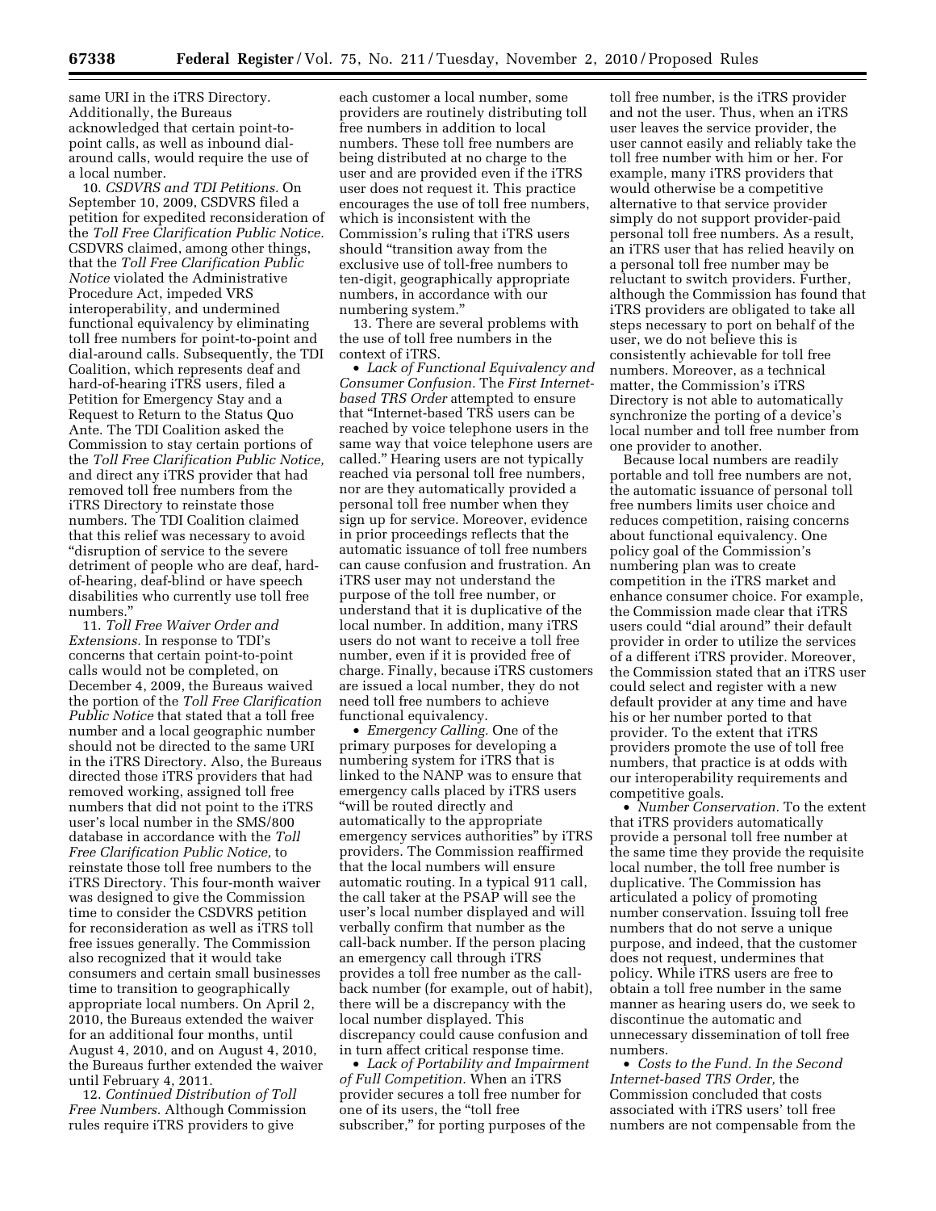same URI in the iTRS Directory. Additionally, the Bureaus acknowledged that certain point-to-point calls, as well as inbound dial-around calls, would require the use of a local number.

10. *CSDVRS and TDI Petitions.* On September 10, 2009, CSDVRS filed a petition for expedited reconsideration of the *Toll Free Clarification Public Notice.* CSDVRS claimed, among other things, that the *Toll Free Clarification Public Notice* violated the Administrative Procedure Act, impeded VRS interoperability, and undermined functional equivalency by eliminating toll free numbers for point-to-point and dial-around calls. Subsequently, the TDI Coalition, which represents deaf and hard-of-hearing iTRS users, filed a Petition for Emergency Stay and a Request to Return to the Status Quo Ante. The TDI Coalition asked the Commission to stay certain portions of the *Toll Free Clarification Public Notice,* and direct any iTRS provider that had removed toll free numbers from the iTRS Directory to reinstate those numbers. The TDI Coalition claimed that this relief was necessary to avoid "disruption of service to the severe detriment of people who are deaf, hard-of-hearing, deaf-blind or have speech disabilities who currently use toll free numbers."

11. *Toll Free Waiver Order and Extensions.* In response to TDI's concerns that certain point-to-point calls would not be completed, on December 4, 2009, the Bureaus waived the portion of the *Toll Free Clarification Public Notice* that stated that a toll free number and a local geographic number should not be directed to the same URI in the iTRS Directory. Also, the Bureaus directed those iTRS providers that had removed working, assigned toll free numbers that did not point to the iTRS user's local number in the SMS/800 database in accordance with the *Toll Free Clarification Public Notice,* to reinstate those toll free numbers to the iTRS Directory. This four-month waiver was designed to give the Commission time to consider the CSDVRS petition for reconsideration as well as iTRS toll free issues generally. The Commission also recognized that it would take consumers and certain small businesses time to transition to geographically appropriate local numbers. On April 2, 2010, the Bureaus extended the waiver for an additional four months, until August 4, 2010, and on August 4, 2010, the Bureaus further extended the waiver until February 4, 2011.

12. *Continued Distribution of Toll Free Numbers.* Although Commission rules require iTRS providers to give each customer a local number, some providers are routinely distributing toll free numbers in addition to local numbers. These toll free numbers are being distributed at no charge to the user and are provided even if the iTRS user does not request it. This practice encourages the use of toll free numbers, which is inconsistent with the Commission's ruling that iTRS users should "transition away from the exclusive use of toll-free numbers to ten-digit, geographically appropriate numbers, in accordance with our numbering system."

13. There are several problems with the use of toll free numbers in the context of iTRS.

• *Lack of Functional Equivalency and Consumer Confusion.* The *First Internet-based TRS Order* attempted to ensure that "Internet-based TRS users can be reached by voice telephone users in the same way that voice telephone users are called." Hearing users are not typically reached via personal toll free numbers, nor are they automatically provided a personal toll free number when they sign up for service. Moreover, evidence in prior proceedings reflects that the automatic issuance of toll free numbers can cause confusion and frustration. An iTRS user may not understand the purpose of the toll free number, or understand that it is duplicative of the local number. In addition, many iTRS users do not want to receive a toll free number, even if it is provided free of charge. Finally, because iTRS customers are issued a local number, they do not need toll free numbers to achieve functional equivalency.

• *Emergency Calling.* One of the primary purposes for developing a numbering system for iTRS that is linked to the NANP was to ensure that emergency calls placed by iTRS users "will be routed directly and automatically to the appropriate emergency services authorities" by iTRS providers. The Commission reaffirmed that the local numbers will ensure automatic routing. In a typical 911 call, the call taker at the PSAP will see the user's local number displayed and will verbally confirm that number as the call-back number. If the person placing an emergency call through iTRS provides a toll free number as the call-back number (for example, out of habit), there will be a discrepancy with the local number displayed. This discrepancy could cause confusion and in turn affect critical response time.

• *Lack of Portability and Impairment of Full Competition.* When an iTRS provider secures a toll free number for one of its users, the "toll free subscriber," for porting purposes of the toll free number, is the iTRS provider and not the user. Thus, when an iTRS user leaves the service provider, the user cannot easily and reliably take the toll free number with him or her. For example, many iTRS providers that would otherwise be a competitive alternative to that service provider simply do not support provider-paid personal toll free numbers. As a result, an iTRS user that has relied heavily on a personal toll free number may be reluctant to switch providers. Further, although the Commission has found that iTRS providers are obligated to take all steps necessary to port on behalf of the user, we do not believe this is consistently achievable for toll free numbers. Moreover, as a technical matter, the Commission's iTRS Directory is not able to automatically synchronize the porting of a device's local number and toll free number from one provider to another.

Because local numbers are readily portable and toll free numbers are not, the automatic issuance of personal toll free numbers limits user choice and reduces competition, raising concerns about functional equivalency. One policy goal of the Commission's numbering plan was to create competition in the iTRS market and enhance consumer choice. For example, the Commission made clear that iTRS users could "dial around" their default provider in order to utilize the services of a different iTRS provider. Moreover, the Commission stated that an iTRS user could select and register with a new default provider at any time and have his or her number ported to that provider. To the extent that iTRS providers promote the use of toll free numbers, that practice is at odds with our interoperability requirements and competitive goals.

• *Number Conservation.* To the extent that iTRS providers automatically provide a personal toll free number at the same time they provide the requisite local number, the toll free number is duplicative. The Commission has articulated a policy of promoting number conservation. Issuing toll free numbers that do not serve a unique purpose, and indeed, that the customer does not request, undermines that policy. While iTRS users are free to obtain a toll free number in the same manner as hearing users do, we seek to discontinue the automatic and unnecessary dissemination of toll free numbers.

• *Costs to the Fund. In the Second Internet-based TRS Order,* the Commission concluded that costs associated with iTRS users' toll free numbers are not compensable from the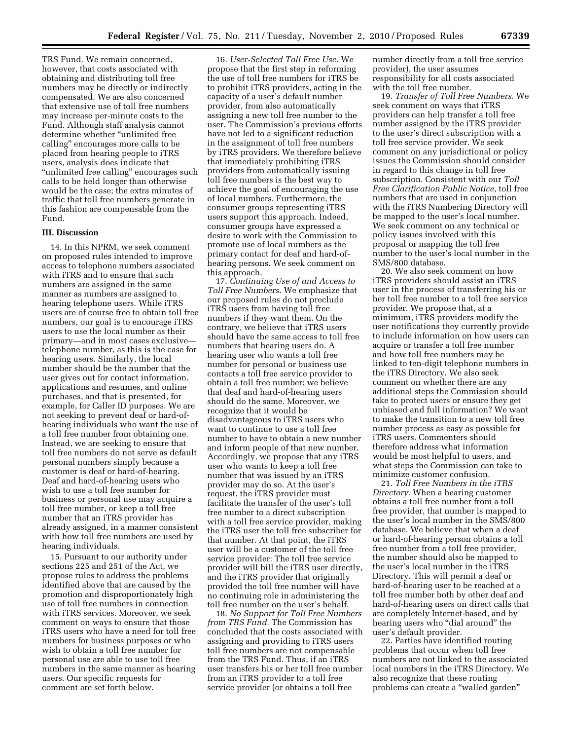TRS Fund. We remain concerned, however, that costs associated with obtaining and distributing toll free numbers may be directly or indirectly compensated. We are also concerned that extensive use of toll free numbers may increase per-minute costs to the Fund. Although staff analysis cannot determine whether "unlimited free calling" encourages more calls to be placed from hearing people to iTRS users, analysis does indicate that "unlimited free calling" encourages such calls to be held longer than otherwise would be the case; the extra minutes of traffic that toll free numbers generate in this fashion are compensable from the Fund.

### III. Discussion

14. In this NPRM, we seek comment on proposed rules intended to improve access to telephone numbers associated with iTRS and to ensure that such numbers are assigned in the same manner as numbers are assigned to hearing telephone users. While iTRS users are of course free to obtain toll free numbers, our goal is to encourage iTRS users to use the local number as their primary—and in most cases exclusive—telephone number, as this is the case for hearing users. Similarly, the local number should be the number that the user gives out for contact information, applications and resumes, and online purchases, and that is presented, for example, for Caller ID purposes. We are not seeking to prevent deaf or hard-of-hearing individuals who want the use of a toll free number from obtaining one. Instead, we are seeking to ensure that toll free numbers do not serve as default personal numbers simply because a customer is deaf or hard-of-hearing. Deaf and hard-of-hearing users who wish to use a toll free number for business or personal use may acquire a toll free number, or keep a toll free number that an iTRS provider has already assigned, in a manner consistent with how toll free numbers are used by hearing individuals.

15. Pursuant to our authority under sections 225 and 251 of the Act, we propose rules to address the problems identified above that are caused by the promotion and disproportionately high use of toll free numbers in connection with iTRS services. Moreover, we seek comment on ways to ensure that those iTRS users who have a need for toll free numbers for business purposes or who wish to obtain a toll free number for personal use are able to use toll free numbers in the same manner as hearing users. Our specific requests for comment are set forth below.

16. *User-Selected Toll Free Use.* We propose that the first step in reforming the use of toll free numbers for iTRS be to prohibit iTRS providers, acting in the capacity of a user's default number provider, from also automatically assigning a new toll free number to the user. The Commission's previous efforts have not led to a significant reduction in the assignment of toll free numbers by iTRS providers. We therefore believe that immediately prohibiting iTRS providers from automatically issuing toll free numbers is the best way to achieve the goal of encouraging the use of local numbers. Furthermore, the consumer groups representing iTRS users support this approach. Indeed, consumer groups have expressed a desire to work with the Commission to promote use of local numbers as the primary contact for deaf and hard-of-hearing persons. We seek comment on this approach.

17. *Continuing Use of and Access to Toll Free Numbers.* We emphasize that our proposed rules do not preclude iTRS users from having toll free numbers if they want them. On the contrary, we believe that iTRS users should have the same access to toll free numbers that hearing users do. A hearing user who wants a toll free number for personal or business use contacts a toll free service provider to obtain a toll free number; we believe that deaf and hard-of-hearing users should do the same. Moreover, we recognize that it would be disadvantageous to iTRS users who want to continue to use a toll free number to have to obtain a new number and inform people of that new number. Accordingly, we propose that any iTRS user who wants to keep a toll free number that was issued by an iTRS provider may do so. At the user's request, the iTRS provider must facilitate the transfer of the user's toll free number to a direct subscription with a toll free service provider, making the iTRS user the toll free subscriber for that number. At that point, the iTRS user will be a customer of the toll free service provider: The toll free service provider will bill the iTRS user directly, and the iTRS provider that originally provided the toll free number will have no continuing role in administering the toll free number on the user's behalf.

18. *No Support for Toll Free Numbers from TRS Fund.* The Commission has concluded that the costs associated with assigning and providing to iTRS users toll free numbers are not compensable from the TRS Fund. Thus, if an iTRS user transfers his or her toll free number from an iTRS provider to a toll free service provider (or obtains a toll free number directly from a toll free service provider), the user assumes responsibility for all costs associated with the toll free number.

19. *Transfer of Toll Free Numbers.* We seek comment on ways that iTRS providers can help transfer a toll free number assigned by the iTRS provider to the user's direct subscription with a toll free service provider. We seek comment on any jurisdictional or policy issues the Commission should consider in regard to this change in toll free subscription. Consistent with our *Toll Free Clarification Public Notice,* toll free numbers that are used in conjunction with the iTRS Numbering Directory will be mapped to the user's local number. We seek comment on any technical or policy issues involved with this proposal or mapping the toll free number to the user's local number in the SMS/800 database.

20. We also seek comment on how iTRS providers should assist an iTRS user in the process of transferring his or her toll free number to a toll free service provider. We propose that, at a minimum, iTRS providers modify the user notifications they currently provide to include information on how users can acquire or transfer a toll free number and how toll free numbers may be linked to ten-digit telephone numbers in the iTRS Directory. We also seek comment on whether there are any additional steps the Commission should take to protect users or ensure they get unbiased and full information? We want to make the transition to a new toll free number process as easy as possible for iTRS users. Commenters should therefore address what information would be most helpful to users, and what steps the Commission can take to minimize customer confusion.

21. *Toll Free Numbers in the iTRS Directory.* When a hearing customer obtains a toll free number from a toll free provider, that number is mapped to the user's local number in the SMS/800 database. We believe that when a deaf or hard-of-hearing person obtains a toll free number from a toll free provider, the number should also be mapped to the user's local number in the iTRS Directory. This will permit a deaf or hard-of-hearing user to be reached at a toll free number both by other deaf and hard-of-hearing users on direct calls that are completely Internet-based, and by hearing users who "dial around" the user's default provider.

22. Parties have identified routing problems that occur when toll free numbers are not linked to the associated local numbers in the iTRS Directory. We also recognize that these routing problems can create a "walled garden"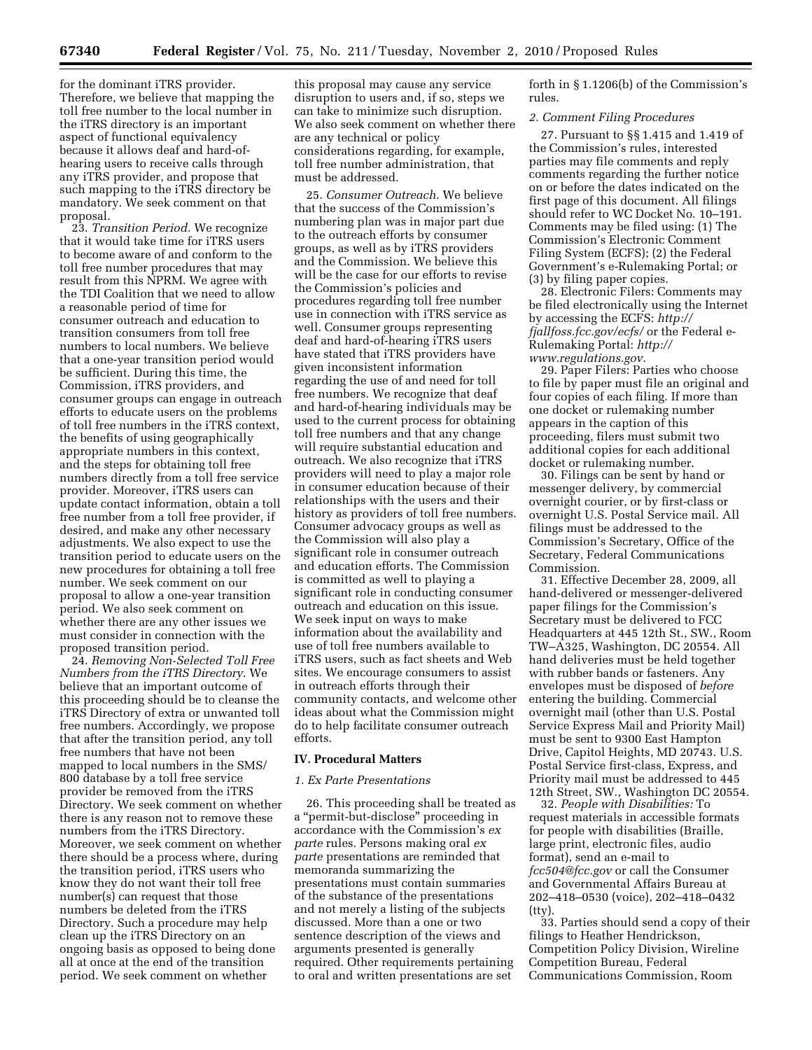for the dominant iTRS provider. Therefore, we believe that mapping the toll free number to the local number in the iTRS directory is an important aspect of functional equivalency because it allows deaf and hard-of-hearing users to receive calls through any iTRS provider, and propose that such mapping to the iTRS directory be mandatory. We seek comment on that proposal.

23. *Transition Period.* We recognize that it would take time for iTRS users to become aware of and conform to the toll free number procedures that may result from this NPRM. We agree with the TDI Coalition that we need to allow a reasonable period of time for consumer outreach and education to transition consumers from toll free numbers to local numbers. We believe that a one-year transition period would be sufficient. During this time, the Commission, iTRS providers, and consumer groups can engage in outreach efforts to educate users on the problems of toll free numbers in the iTRS context, the benefits of using geographically appropriate numbers in this context, and the steps for obtaining toll free numbers directly from a toll free service provider. Moreover, iTRS users can update contact information, obtain a toll free number from a toll free provider, if desired, and make any other necessary adjustments. We also expect to use the transition period to educate users on the new procedures for obtaining a toll free number. We seek comment on our proposal to allow a one-year transition period. We also seek comment on whether there are any other issues we must consider in connection with the proposed transition period.

24. *Removing Non-Selected Toll Free Numbers from the iTRS Directory.* We believe that an important outcome of this proceeding should be to cleanse the iTRS Directory of extra or unwanted toll free numbers. Accordingly, we propose that after the transition period, any toll free numbers that have not been mapped to local numbers in the SMS/800 database by a toll free service provider be removed from the iTRS Directory. We seek comment on whether there is any reason not to remove these numbers from the iTRS Directory. Moreover, we seek comment on whether there should be a process where, during the transition period, iTRS users who know they do not want their toll free number(s) can request that those numbers be deleted from the iTRS Directory. Such a procedure may help clean up the iTRS Directory on an ongoing basis as opposed to being done all at once at the end of the transition period. We seek comment on whether this proposal may cause any service disruption to users and, if so, steps we can take to minimize such disruption. We also seek comment on whether there are any technical or policy considerations regarding, for example, toll free number administration, that must be addressed.

25. *Consumer Outreach.* We believe that the success of the Commission's numbering plan was in major part due to the outreach efforts by consumer groups, as well as by iTRS providers and the Commission. We believe this will be the case for our efforts to revise the Commission's policies and procedures regarding toll free number use in connection with iTRS service as well. Consumer groups representing deaf and hard-of-hearing iTRS users have stated that iTRS providers have given inconsistent information regarding the use of and need for toll free numbers. We recognize that deaf and hard-of-hearing individuals may be used to the current process for obtaining toll free numbers and that any change will require substantial education and outreach. We also recognize that iTRS providers will need to play a major role in consumer education because of their relationships with the users and their history as providers of toll free numbers. Consumer advocacy groups as well as the Commission will also play a significant role in consumer outreach and education efforts. The Commission is committed as well to playing a significant role in conducting consumer outreach and education on this issue. We seek input on ways to make information about the availability and use of toll free numbers available to iTRS users, such as fact sheets and Web sites. We encourage consumers to assist in outreach efforts through their community contacts, and welcome other ideas about what the Commission might do to help facilitate consumer outreach efforts.

## IV. Procedural Matters

### *1. Ex Parte Presentations*

26. This proceeding shall be treated as a "permit-but-disclose" proceeding in accordance with the Commission's *ex parte* rules. Persons making oral *ex parte* presentations are reminded that memoranda summarizing the presentations must contain summaries of the substance of the presentations and not merely a listing of the subjects discussed. More than a one or two sentence description of the views and arguments presented is generally required. Other requirements pertaining to oral and written presentations are set forth in § 1.1206(b) of the Commission's rules.

### *2. Comment Filing Procedures*

27. Pursuant to §§ 1.415 and 1.419 of the Commission's rules, interested parties may file comments and reply comments regarding the further notice on or before the dates indicated on the first page of this document. All filings should refer to WC Docket No. 10–191. Comments may be filed using: (1) The Commission's Electronic Comment Filing System (ECFS); (2) the Federal Government's e-Rulemaking Portal; or (3) by filing paper copies.

28. Electronic Filers: Comments may be filed electronically using the Internet by accessing the ECFS: *http://fjallfoss.fcc.gov/ecfs/* or the Federal e-Rulemaking Portal: *http://www.regulations.gov.*

29. Paper Filers: Parties who choose to file by paper must file an original and four copies of each filing. If more than one docket or rulemaking number appears in the caption of this proceeding, filers must submit two additional copies for each additional docket or rulemaking number.

30. Filings can be sent by hand or messenger delivery, by commercial overnight courier, or by first-class or overnight U.S. Postal Service mail. All filings must be addressed to the Commission's Secretary, Office of the Secretary, Federal Communications Commission.

31. Effective December 28, 2009, all hand-delivered or messenger-delivered paper filings for the Commission's Secretary must be delivered to FCC Headquarters at 445 12th St., SW., Room TW–A325, Washington, DC 20554. All hand deliveries must be held together with rubber bands or fasteners. Any envelopes must be disposed of *before* entering the building. Commercial overnight mail (other than U.S. Postal Service Express Mail and Priority Mail) must be sent to 9300 East Hampton Drive, Capitol Heights, MD 20743. U.S. Postal Service first-class, Express, and Priority mail must be addressed to 445 12th Street, SW., Washington DC 20554.

32. *People with Disabilities:* To request materials in accessible formats for people with disabilities (Braille, large print, electronic files, audio format), send an e-mail to *fcc504@fcc.gov* or call the Consumer and Governmental Affairs Bureau at 202–418–0530 (voice), 202–418–0432 (tty).

33. Parties should send a copy of their filings to Heather Hendrickson, Competition Policy Division, Wireline Competition Bureau, Federal Communications Commission, Room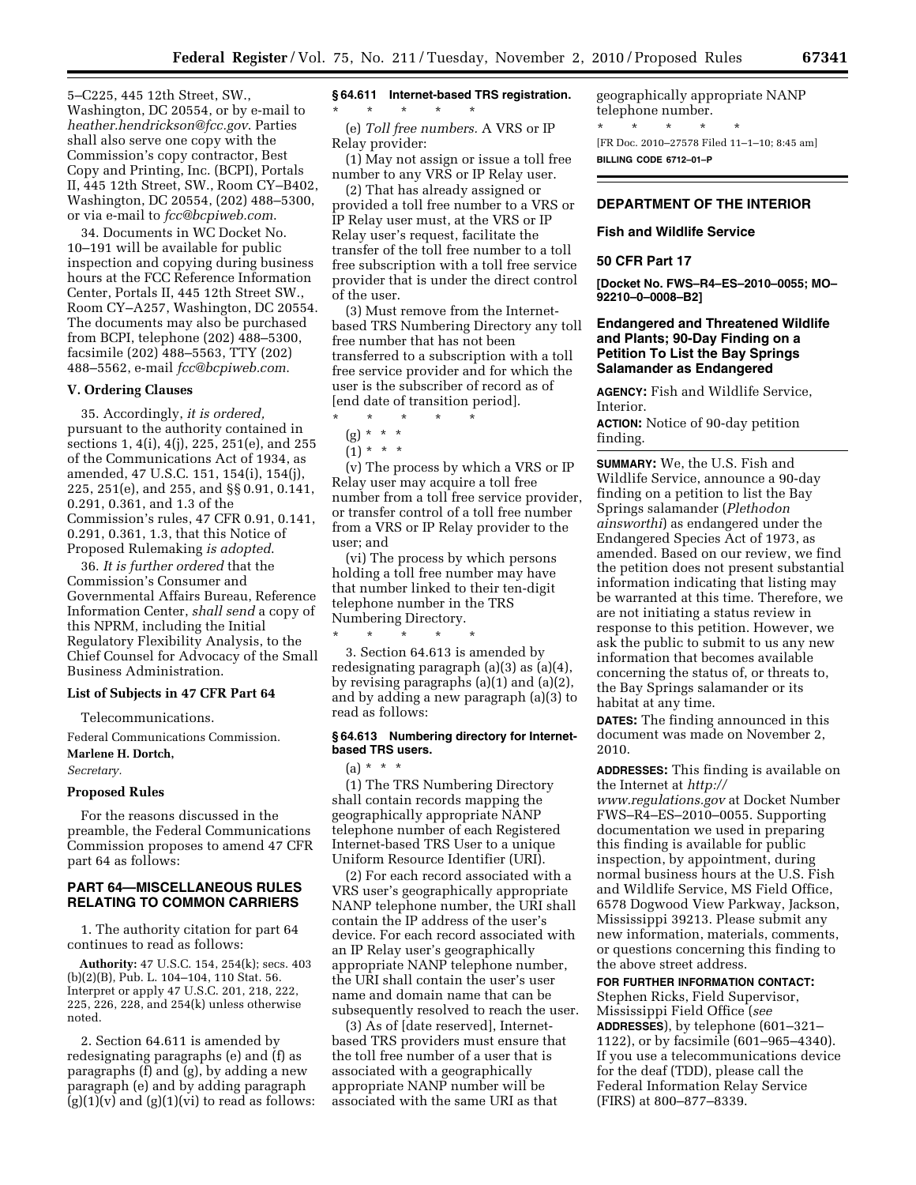5–C225, 445 12th Street, SW., Washington, DC 20554, or by e-mail to *heather.hendrickson@fcc.gov*. Parties shall also serve one copy with the Commission's copy contractor, Best Copy and Printing, Inc. (BCPI), Portals II, 445 12th Street, SW., Room CY–B402, Washington, DC 20554, (202) 488–5300, or via e-mail to *fcc@bcpiweb.com*.

34. Documents in WC Docket No. 10–191 will be available for public inspection and copying during business hours at the FCC Reference Information Center, Portals II, 445 12th Street SW., Room CY–A257, Washington, DC 20554. The documents may also be purchased from BCPI, telephone (202) 488–5300, facsimile (202) 488–5563, TTY (202) 488–5562, e-mail *fcc@bcpiweb.com*.

### V. Ordering Clauses

35. Accordingly, *it is ordered,* pursuant to the authority contained in sections 1, 4(i), 4(j), 225, 251(e), and 255 of the Communications Act of 1934, as amended, 47 U.S.C. 151, 154(i), 154(j), 225, 251(e), and 255, and §§ 0.91, 0.141, 0.291, 0.361, and 1.3 of the Commission's rules, 47 CFR 0.91, 0.141, 0.291, 0.361, 1.3, that this Notice of Proposed Rulemaking *is adopted*.

36. *It is further ordered* that the Commission's Consumer and Governmental Affairs Bureau, Reference Information Center, *shall send* a copy of this NPRM, including the Initial Regulatory Flexibility Analysis, to the Chief Counsel for Advocacy of the Small Business Administration.

### List of Subjects in 47 CFR Part 64

Telecommunications.

Federal Communications Commission.

**Marlene H. Dortch,**

*Secretary.*

### Proposed Rules

For the reasons discussed in the preamble, the Federal Communications Commission proposes to amend 47 CFR part 64 as follows:

## PART 64—MISCELLANEOUS RULES RELATING TO COMMON CARRIERS

1. The authority citation for part 64 continues to read as follows:

**Authority:** 47 U.S.C. 154, 254(k); secs. 403 (b)(2)(B), Pub. L. 104–104, 110 Stat. 56. Interpret or apply 47 U.S.C. 201, 218, 222, 225, 226, 228, and 254(k) unless otherwise noted.

2. Section 64.611 is amended by redesignating paragraphs (e) and (f) as paragraphs (f) and (g), by adding a new paragraph (e) and by adding paragraph (g)(1)(v) and (g)(1)(vi) to read as follows:

### § 64.611 Internet-based TRS registration.

\* \* \* \* \*

(e) *Toll free numbers.* A VRS or IP Relay provider:

(1) May not assign or issue a toll free number to any VRS or IP Relay user.

(2) That has already assigned or provided a toll free number to a VRS or IP Relay user must, at the VRS or IP Relay user's request, facilitate the transfer of the toll free number to a toll free subscription with a toll free service provider that is under the direct control of the user.

(3) Must remove from the Internet-based TRS Numbering Directory any toll free number that has not been transferred to a subscription with a toll free service provider and for which the user is the subscriber of record as of [end date of transition period].

\* \* \* \* \*

(g) \* \* \*

(1) \* \* \*

(v) The process by which a VRS or IP Relay user may acquire a toll free number from a toll free service provider, or transfer control of a toll free number from a VRS or IP Relay provider to the user; and

(vi) The process by which persons holding a toll free number may have that number linked to their ten-digit telephone number in the TRS Numbering Directory.

\* \* \* \* \*

3. Section 64.613 is amended by redesignating paragraph (a)(3) as (a)(4), by revising paragraphs (a)(1) and (a)(2), and by adding a new paragraph (a)(3) to read as follows:

### § 64.613 Numbering directory for Internet-based TRS users.

(a) \* \* \*

(1) The TRS Numbering Directory shall contain records mapping the geographically appropriate NANP telephone number of each Registered Internet-based TRS User to a unique Uniform Resource Identifier (URI).

(2) For each record associated with a VRS user's geographically appropriate NANP telephone number, the URI shall contain the IP address of the user's device. For each record associated with an IP Relay user's geographically appropriate NANP telephone number, the URI shall contain the user's user name and domain name that can be subsequently resolved to reach the user.

(3) As of [date reserved], Internet-based TRS providers must ensure that the toll free number of a user that is associated with a geographically appropriate NANP number will be associated with the same URI as that geographically appropriate NANP telephone number.

\* \* \* \* \*

[FR Doc. 2010–27578 Filed 11–1–10; 8:45 am]

**BILLING CODE 6712–01–P**

## DEPARTMENT OF THE INTERIOR

### Fish and Wildlife Service

### 50 CFR Part 17

**[Docket No. FWS–R4–ES–2010–0055; MO–92210–0–0008–B2]**

### Endangered and Threatened Wildlife and Plants; 90-Day Finding on a Petition To List the Bay Springs Salamander as Endangered

**AGENCY:** Fish and Wildlife Service, Interior.

**ACTION:** Notice of 90-day petition finding.

**SUMMARY:** We, the U.S. Fish and Wildlife Service, announce a 90-day finding on a petition to list the Bay Springs salamander (*Plethodon ainsworthi*) as endangered under the Endangered Species Act of 1973, as amended. Based on our review, we find the petition does not present substantial information indicating that listing may be warranted at this time. Therefore, we are not initiating a status review in response to this petition. However, we ask the public to submit to us any new information that becomes available concerning the status of, or threats to, the Bay Springs salamander or its habitat at any time.

**DATES:** The finding announced in this document was made on November 2, 2010.

**ADDRESSES:** This finding is available on the Internet at *http://www.regulations.gov* at Docket Number FWS–R4–ES–2010–0055. Supporting documentation we used in preparing this finding is available for public inspection, by appointment, during normal business hours at the U.S. Fish and Wildlife Service, MS Field Office, 6578 Dogwood View Parkway, Jackson, Mississippi 39213. Please submit any new information, materials, comments, or questions concerning this finding to the above street address.

**FOR FURTHER INFORMATION CONTACT:** Stephen Ricks, Field Supervisor, Mississippi Field Office (*see* **ADDRESSES**), by telephone (601–321–1122), or by facsimile (601–965–4340). If you use a telecommunications device for the deaf (TDD), please call the Federal Information Relay Service (FIRS) at 800–877–8339.